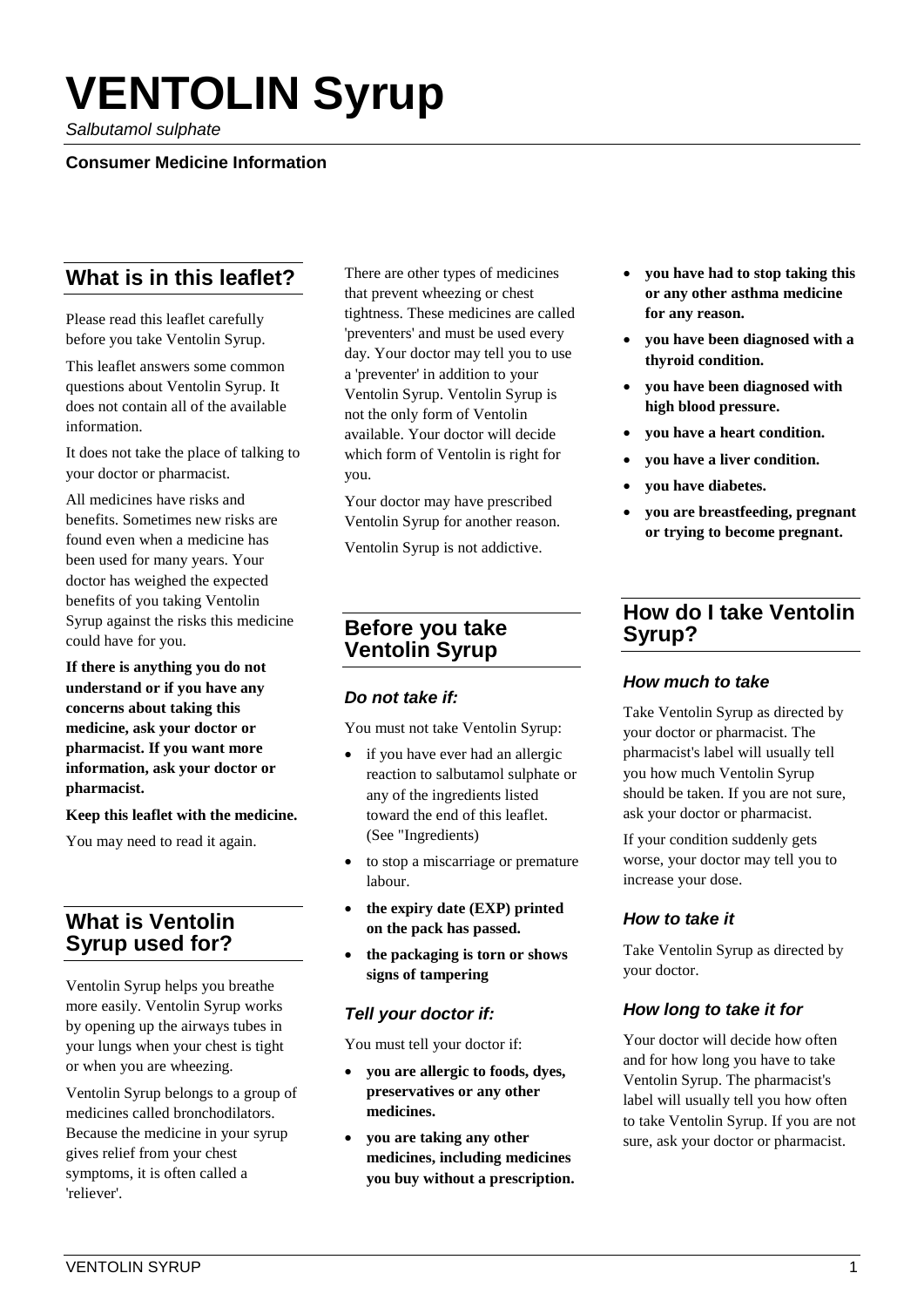# VENTOLIN Syrup

*Salbutamol sulphate*

**Consumer Medicine Information**

## What is in this leaflet?

Please read this leaflet carefully before you take Ventolin Syrup.

This leaflet answers some common questions about Ventolin Syrup. It does not contain all of the available information.

It does not take the place of talking to your doctor or pharmacist.

All medicines have risks and benefits. Sometimes new risks are found even when a medicine has been used for many years. Your doctor has weighed the expected benefits of you taking Ventolin Syrup against the risks this medicine could have for you.

**If there is anything you do not understand or if you have any concerns about taking this medicine, ask your doctor or pharmacist. If you want more information, ask your doctor or pharmacist.**

**Keep this leaflet with the medicine.**

You may need to read it again.

## What is Ventolin Syrup used for?

Ventolin Syrup helps you breathe more easily. Ventolin Syrup works by opening up the airways tubes in your lungs when your chest is tight or when you are wheezing.

Ventolin Syrup belongs to a group of medicines called bronchodilators. Because the medicine in your syrup gives relief from your chest symptoms, it is often called a 'reliever'.

There are other types of medicines that prevent wheezing or chest tightness. These medicines are called 'preventers' and must be used every day. Your doctor may tell you to use a 'preventer' in addition to your Ventolin Syrup. Ventolin Syrup is not the only form of Ventolin available. Your doctor will decide which form of Ventolin is right for you.

Your doctor may have prescribed Ventolin Syrup for another reason.

Ventolin Syrup is not addictive.

## Before you take Ventolin Syrup

### *Do not take if:*

You must not take Ventolin Syrup:

- if you have ever had an allergic reaction to salbutamol sulphate or any of the ingredients listed toward the end of this leaflet. (See "Ingredients)
- to stop a miscarriage or premature labour.
- **the expiry date (EXP) printed on the pack has passed.**
- **the packaging is torn or shows signs of tampering**

### *Tell your doctor if:*

You must tell your doctor if:

- **you are allergic to foods, dyes, preservatives or any other medicines.**
- **you are taking any other medicines, including medicines you buy without a prescription.**
- **you have had to stop taking this or any other asthma medicine for any reason.**
- **you have been diagnosed with a thyroid condition.**
- **you have been diagnosed with high blood pressure.**
- **you have a heart condition.**
- **you have a liver condition.**
- **you have diabetes.**
- **you are breastfeeding, pregnant or trying to become pregnant.**

## How do I take Ventolin Syrup?

### *How much to take*

Take Ventolin Syrup as directed by your doctor or pharmacist. The pharmacist's label will usually tell you how much Ventolin Syrup should be taken. If you are not sure, ask your doctor or pharmacist.

If your condition suddenly gets worse, your doctor may tell you to increase your dose.

### *How to take it*

Take Ventolin Syrup as directed by your doctor.

### *How long to take it for*

Your doctor will decide how often and for how long you have to take Ventolin Syrup. The pharmacist's label will usually tell you how often to take Ventolin Syrup. If you are not sure, ask your doctor or pharmacist.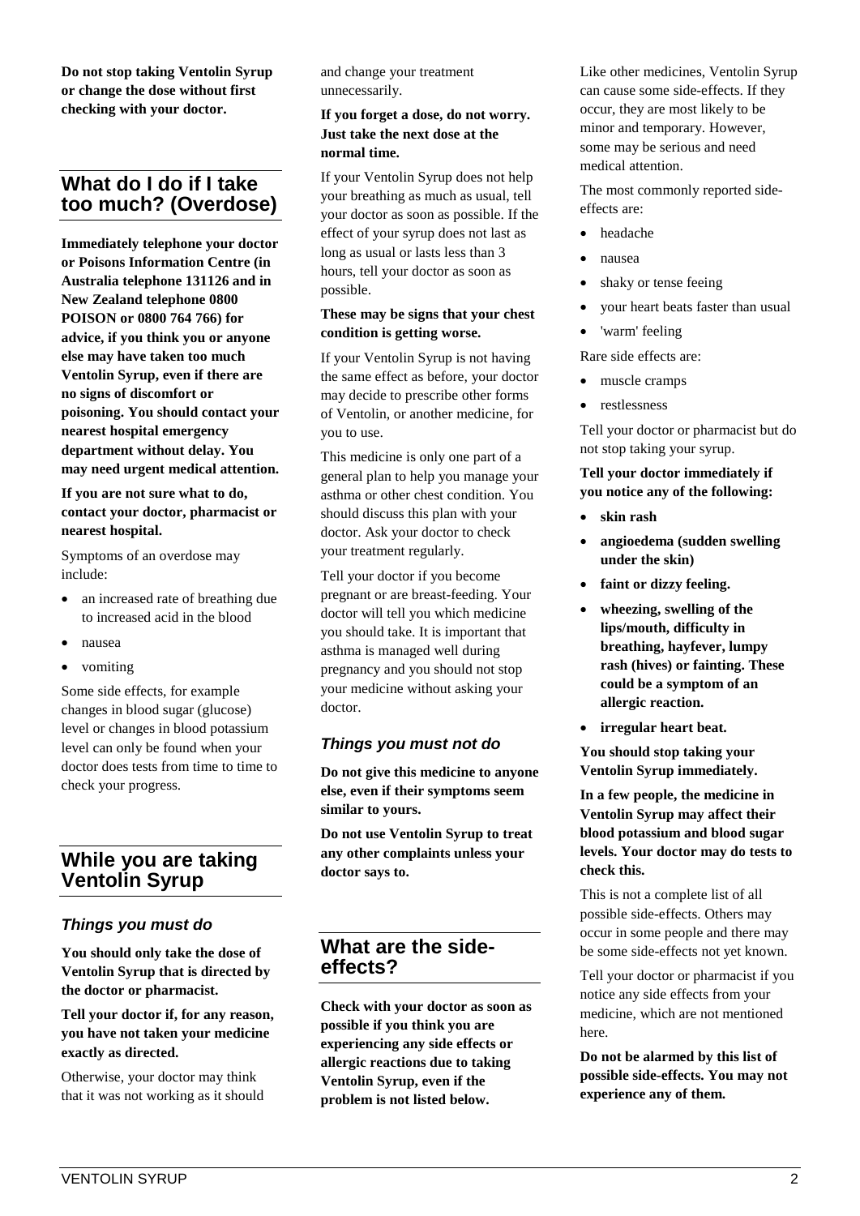**Do not stop taking Ventolin Syrup or change the dose without first checking with your doctor.**

## What do I do if I take too much? (Overdose)

**Immediately telephone your doctor or Poisons Information Centre (in Australia telephone 131126 and in New Zealand telephone 0800 POISON or 0800 764 766) for advice, if you think you or anyone else may have taken too much Ventolin Syrup, even if there are no signs of discomfort or poisoning. You should contact your nearest hospital emergency department without delay. You may need urgent medical attention.**

**If you are not sure what to do, contact your doctor, pharmacist or nearest hospital.**

Symptoms of an overdose may include:

- an increased rate of breathing due to increased acid in the blood
- nausea
- vomiting

Some side effects, for example changes in blood sugar (glucose) level or changes in blood potassium level can only be found when your doctor does tests from time to time to check your progress.

## While you are taking Ventolin Syrup

### *Things you must do*

**You should only take the dose of Ventolin Syrup that is directed by the doctor or pharmacist.**

**Tell your doctor if, for any reason, you have not taken your medicine exactly as directed.**

Otherwise, your doctor may think that it was not working as it should and change your treatment unnecessarily.

**If you forget a dose, do not worry. Just take the next dose at the normal time.**

If your Ventolin Syrup does not help your breathing as much as usual, tell your doctor as soon as possible. If the effect of your syrup does not last as long as usual or lasts less than 3 hours, tell your doctor as soon as possible.

**These may be signs that your chest condition is getting worse.**

If your Ventolin Syrup is not having the same effect as before, your doctor may decide to prescribe other forms of Ventolin, or another medicine, for you to use.

This medicine is only one part of a general plan to help you manage your asthma or other chest condition. You should discuss this plan with your doctor. Ask your doctor to check your treatment regularly.

Tell your doctor if you become pregnant or are breast-feeding. Your doctor will tell you which medicine you should take. It is important that asthma is managed well during pregnancy and you should not stop your medicine without asking your doctor.

### *Things you must not do*

**Do not give this medicine to anyone else, even if their symptoms seem similar to yours.**

**Do not use Ventolin Syrup to treat any other complaints unless your doctor says to.**

## What are the side-effects?

**Check with your doctor as soon as possible if you think you are experiencing any side effects or allergic reactions due to taking Ventolin Syrup, even if the problem is not listed below.**

Like other medicines, Ventolin Syrup can cause some side-effects. If they occur, they are most likely to be minor and temporary. However, some may be serious and need medical attention.

The most commonly reported side-effects are:

- headache
- nausea
- shaky or tense feeing
- your heart beats faster than usual
- 'warm' feeling

Rare side effects are:

- muscle cramps
- restlessness

Tell your doctor or pharmacist but do not stop taking your syrup.

**Tell your doctor immediately if you notice any of the following:**

- **skin rash**
- **angioedema (sudden swelling under the skin)**
- **faint or dizzy feeling.**
- **wheezing, swelling of the lips/mouth, difficulty in breathing, hayfever, lumpy rash (hives) or fainting. These could be a symptom of an allergic reaction.**
- **irregular heart beat.**

**You should stop taking your Ventolin Syrup immediately.**

**In a few people, the medicine in Ventolin Syrup may affect their blood potassium and blood sugar levels. Your doctor may do tests to check this.**

This is not a complete list of all possible side-effects. Others may occur in some people and there may be some side-effects not yet known.

Tell your doctor or pharmacist if you notice any side effects from your medicine, which are not mentioned here.

**Do not be alarmed by this list of possible side-effects. You may not experience any of them.**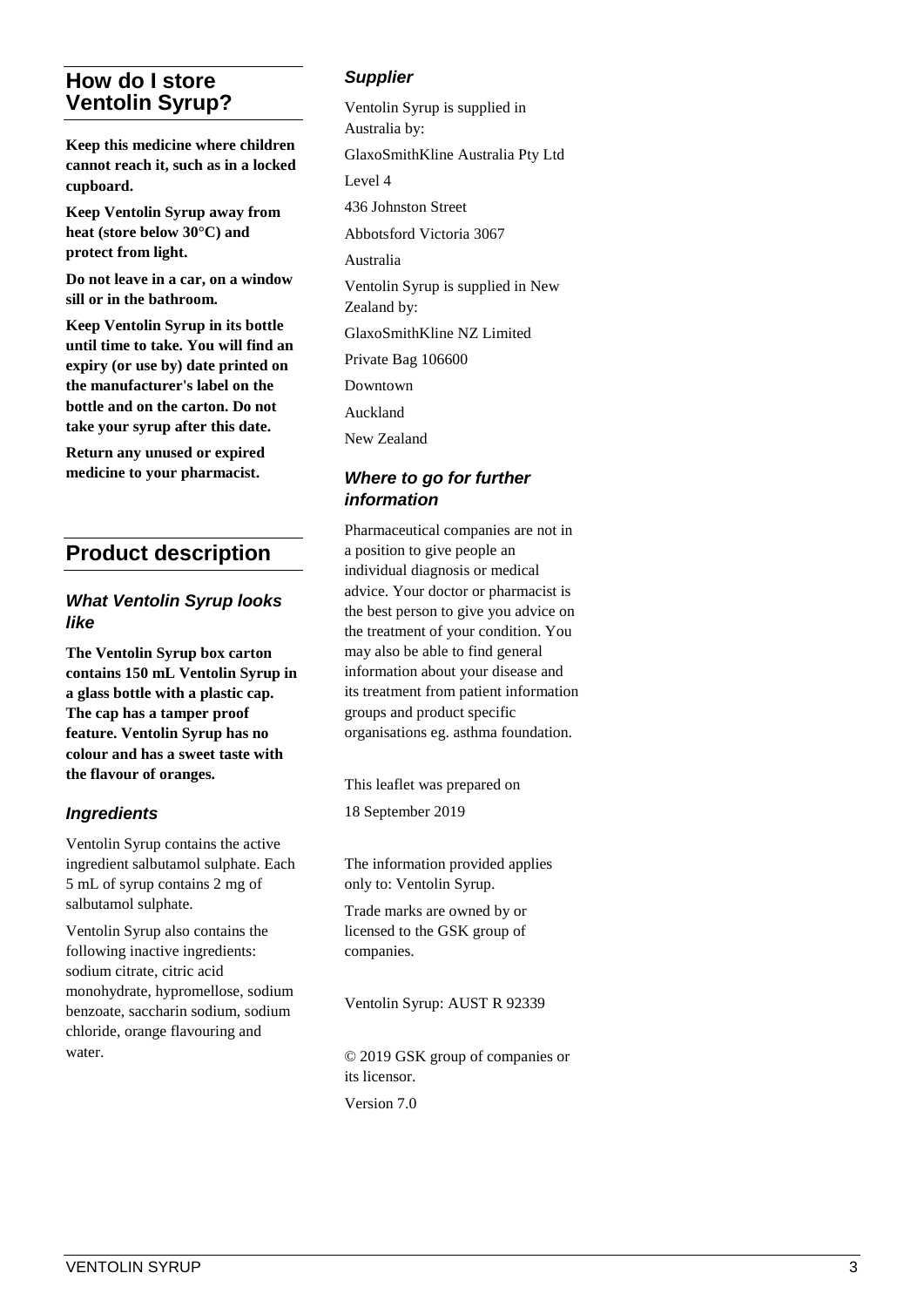## How do I store Ventolin Syrup?

**Keep this medicine where children cannot reach it, such as in a locked cupboard.**

**Keep Ventolin Syrup away from heat (store below 30°C) and protect from light.**

**Do not leave in a car, on a window sill or in the bathroom.**

**Keep Ventolin Syrup in its bottle until time to take. You will find an expiry (or use by) date printed on the manufacturer's label on the bottle and on the carton. Do not take your syrup after this date.**

**Return any unused or expired medicine to your pharmacist.**

## Product description

### *What Ventolin Syrup looks like*

**The Ventolin Syrup box carton contains 150 mL Ventolin Syrup in a glass bottle with a plastic cap. The cap has a tamper proof feature. Ventolin Syrup has no colour and has a sweet taste with the flavour of oranges.**

### *Ingredients*

Ventolin Syrup contains the active ingredient salbutamol sulphate. Each 5 mL of syrup contains 2 mg of salbutamol sulphate.

Ventolin Syrup also contains the following inactive ingredients: sodium citrate, citric acid monohydrate, hypromellose, sodium benzoate, saccharin sodium, sodium chloride, orange flavouring and water.

### *Supplier*

Ventolin Syrup is supplied in Australia by:

GlaxoSmithKline Australia Pty Ltd

Level 4

436 Johnston Street

Abbotsford Victoria 3067

Australia

Ventolin Syrup is supplied in New Zealand by:

GlaxoSmithKline NZ Limited

Private Bag 106600

Downtown

Auckland

New Zealand

### *Where to go for further information*

Pharmaceutical companies are not in a position to give people an individual diagnosis or medical advice. Your doctor or pharmacist is the best person to give you advice on the treatment of your condition. You may also be able to find general information about your disease and its treatment from patient information groups and product specific organisations eg. asthma foundation.

This leaflet was prepared on

18 September 2019

The information provided applies only to: Ventolin Syrup.

Trade marks are owned by or licensed to the GSK group of companies.

Ventolin Syrup: AUST R 92339

© 2019 GSK group of companies or its licensor.

Version 7.0